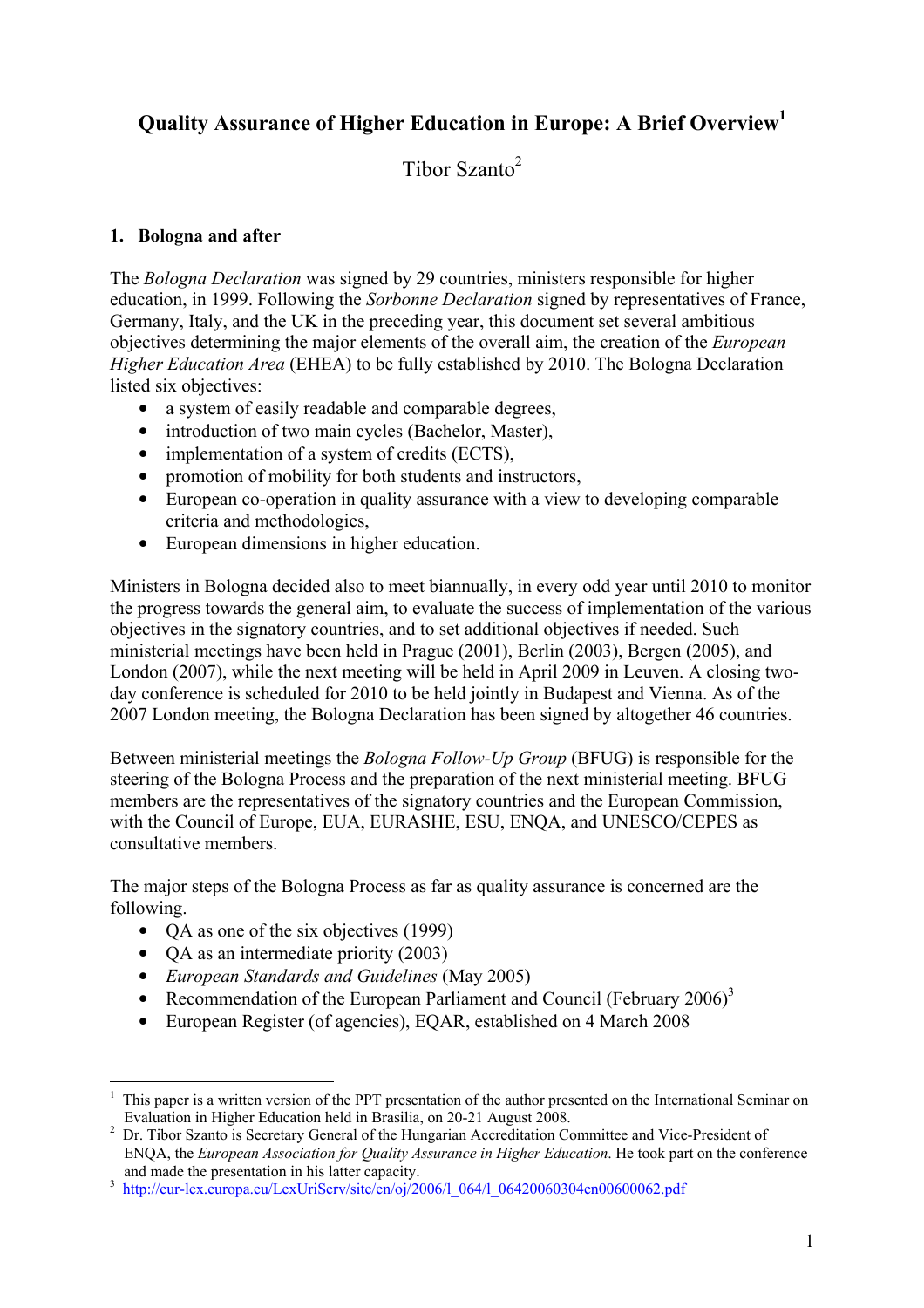# Quality Assurance of Higher Education in Europe: A Brief Overview[1]

Tibor Szanto[2]

## 1. Bologna and after

The *Bologna Declaration* was signed by 29 countries, ministers responsible for higher education, in 1999. Following the *Sorbonne Declaration* signed by representatives of France, Germany, Italy, and the UK in the preceding year, this document set several ambitious objectives determining the major elements of the overall aim, the creation of the *European Higher Education Area* (EHEA) to be fully established by 2010. The Bologna Declaration listed six objectives:

- a system of easily readable and comparable degrees,
- introduction of two main cycles (Bachelor, Master),
- implementation of a system of credits (ECTS),
- promotion of mobility for both students and instructors,
- European co-operation in quality assurance with a view to developing comparable criteria and methodologies,
- European dimensions in higher education.

Ministers in Bologna decided also to meet biannually, in every odd year until 2010 to monitor the progress towards the general aim, to evaluate the success of implementation of the various objectives in the signatory countries, and to set additional objectives if needed. Such ministerial meetings have been held in Prague (2001), Berlin (2003), Bergen (2005), and London (2007), while the next meeting will be held in April 2009 in Leuven. A closing two-day conference is scheduled for 2010 to be held jointly in Budapest and Vienna. As of the 2007 London meeting, the Bologna Declaration has been signed by altogether 46 countries.

Between ministerial meetings the *Bologna Follow-Up Group* (BFUG) is responsible for the steering of the Bologna Process and the preparation of the next ministerial meeting. BFUG members are the representatives of the signatory countries and the European Commission, with the Council of Europe, EUA, EURASHE, ESU, ENQA, and UNESCO/CEPES as consultative members.

The major steps of the Bologna Process as far as quality assurance is concerned are the following.

- QA as one of the six objectives (1999)
- QA as an intermediate priority (2003)
- *European Standards and Guidelines* (May 2005)
- Recommendation of the European Parliament and Council (February 2006)[3]
- European Register (of agencies), EQAR, established on 4 March 2008

---

[1] This paper is a written version of the PPT presentation of the author presented on the International Seminar on Evaluation in Higher Education held in Brasilia, on 20-21 August 2008.

[2] Dr. Tibor Szanto is Secretary General of the Hungarian Accreditation Committee and Vice-President of ENQA, the *European Association for Quality Assurance in Higher Education*. He took part on the conference and made the presentation in his latter capacity.

[3] http://eur-lex.europa.eu/LexUriServ/site/en/oj/2006/l_064/l_06420060304en00600062.pdf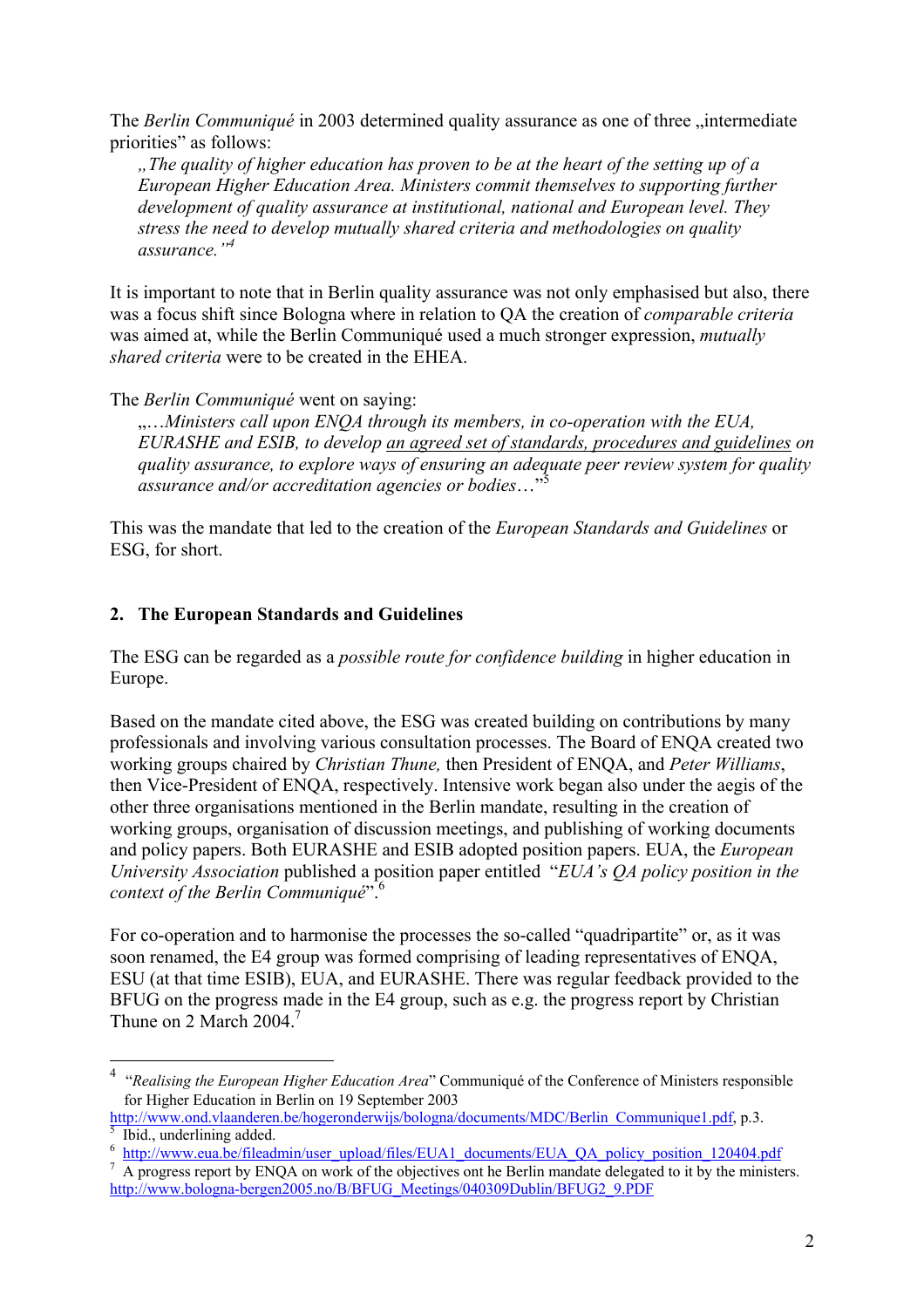The *Berlin Communiqué* in 2003 determined quality assurance as one of three „intermediate priorities" as follows:

> *„The quality of higher education has proven to be at the heart of the setting up of a European Higher Education Area. Ministers commit themselves to supporting further development of quality assurance at institutional, national and European level. They stress the need to develop mutually shared criteria and methodologies on quality assurance."*[4]

It is important to note that in Berlin quality assurance was not only emphasised but also, there was a focus shift since Bologna where in relation to QA the creation of *comparable criteria* was aimed at, while the Berlin Communiqué used a much stronger expression, *mutually shared criteria* were to be created in the EHEA.

The *Berlin Communiqué* went on saying:

> „*…Ministers call upon ENQA through its members, in co-operation with the EUA, EURASHE and ESIB, to develop <u>an agreed set of standards, procedures and guidelines</u> on quality assurance, to explore ways of ensuring an adequate peer review system for quality assurance and/or accreditation agencies or bodies*…"[5]

This was the mandate that led to the creation of the *European Standards and Guidelines* or ESG, for short.

## 2. The European Standards and Guidelines

The ESG can be regarded as a *possible route for confidence building* in higher education in Europe.

Based on the mandate cited above, the ESG was created building on contributions by many professionals and involving various consultation processes. The Board of ENQA created two working groups chaired by *Christian Thune,* then President of ENQA, and *Peter Williams*, then Vice-President of ENQA, respectively. Intensive work began also under the aegis of the other three organisations mentioned in the Berlin mandate, resulting in the creation of working groups, organisation of discussion meetings, and publishing of working documents and policy papers. Both EURASHE and ESIB adopted position papers. EUA, the *European University Association* published a position paper entitled "*EUA's QA policy position in the context of the Berlin Communiqué*".[6]

For co-operation and to harmonise the processes the so-called "quadripartite" or, as it was soon renamed, the E4 group was formed comprising of leading representatives of ENQA, ESU (at that time ESIB), EUA, and EURASHE. There was regular feedback provided to the BFUG on the progress made in the E4 group, such as e.g. the progress report by Christian Thune on 2 March 2004.[7]

---

[4] "*Realising the European Higher Education Area*" Communiqué of the Conference of Ministers responsible for Higher Education in Berlin on 19 September 2003 http://www.ond.vlaanderen.be/hogeronderwijs/bologna/documents/MDC/Berlin_Communique1.pdf, p.3.

[5] Ibid., underlining added.

[6] http://www.eua.be/fileadmin/user_upload/files/EUA1_documents/EUA_QA_policy_position_120404.pdf

[7] A progress report by ENQA on work of the objectives ont he Berlin mandate delegated to it by the ministers. http://www.bologna-bergen2005.no/B/BFUG_Meetings/040309Dublin/BFUG2_9.PDF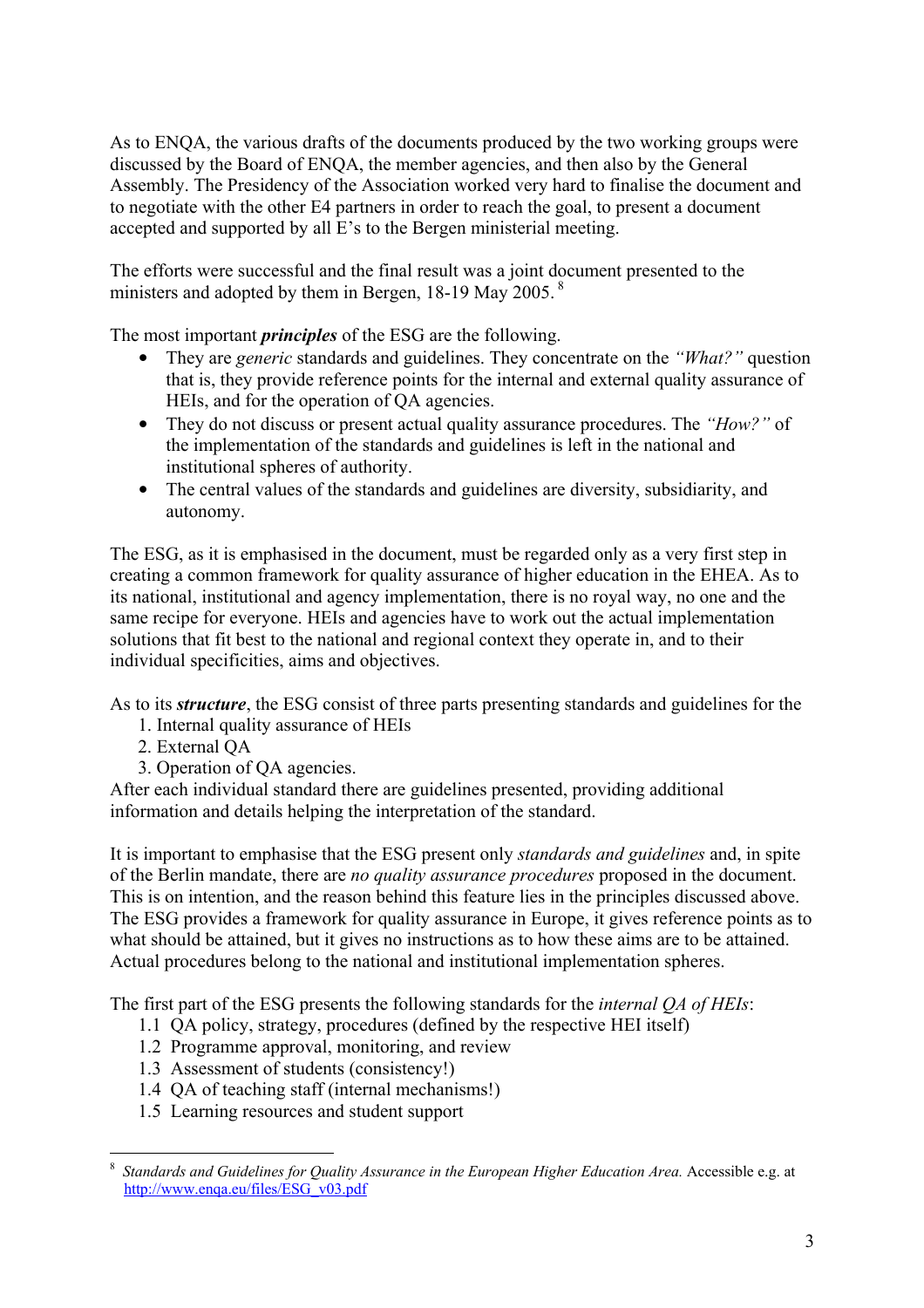As to ENQA, the various drafts of the documents produced by the two working groups were discussed by the Board of ENQA, the member agencies, and then also by the General Assembly. The Presidency of the Association worked very hard to finalise the document and to negotiate with the other E4 partners in order to reach the goal, to present a document accepted and supported by all E's to the Bergen ministerial meeting.

The efforts were successful and the final result was a joint document presented to the ministers and adopted by them in Bergen, 18-19 May 2005. [8]

The most important ***principles*** of the ESG are the following.

- They are *generic* standards and guidelines. They concentrate on the *"What?"* question that is, they provide reference points for the internal and external quality assurance of HEIs, and for the operation of QA agencies.
- They do not discuss or present actual quality assurance procedures. The *"How?"* of the implementation of the standards and guidelines is left in the national and institutional spheres of authority.
- The central values of the standards and guidelines are diversity, subsidiarity, and autonomy.

The ESG, as it is emphasised in the document, must be regarded only as a very first step in creating a common framework for quality assurance of higher education in the EHEA. As to its national, institutional and agency implementation, there is no royal way, no one and the same recipe for everyone. HEIs and agencies have to work out the actual implementation solutions that fit best to the national and regional context they operate in, and to their individual specificities, aims and objectives.

As to its ***structure***, the ESG consist of three parts presenting standards and guidelines for the

1. Internal quality assurance of HEIs
2. External QA
3. Operation of QA agencies.

After each individual standard there are guidelines presented, providing additional information and details helping the interpretation of the standard.

It is important to emphasise that the ESG present only *standards and guidelines* and, in spite of the Berlin mandate, there are *no quality assurance procedures* proposed in the document. This is on intention, and the reason behind this feature lies in the principles discussed above. The ESG provides a framework for quality assurance in Europe, it gives reference points as to what should be attained, but it gives no instructions as to how these aims are to be attained. Actual procedures belong to the national and institutional implementation spheres.

The first part of the ESG presents the following standards for the *internal QA of HEIs*:

- 1.1 QA policy, strategy, procedures (defined by the respective HEI itself)
- 1.2 Programme approval, monitoring, and review
- 1.3 Assessment of students (consistency!)
- 1.4 QA of teaching staff (internal mechanisms!)
- 1.5 Learning resources and student support

[8] *Standards and Guidelines for Quality Assurance in the European Higher Education Area.* Accessible e.g. at http://www.enqa.eu/files/ESG_v03.pdf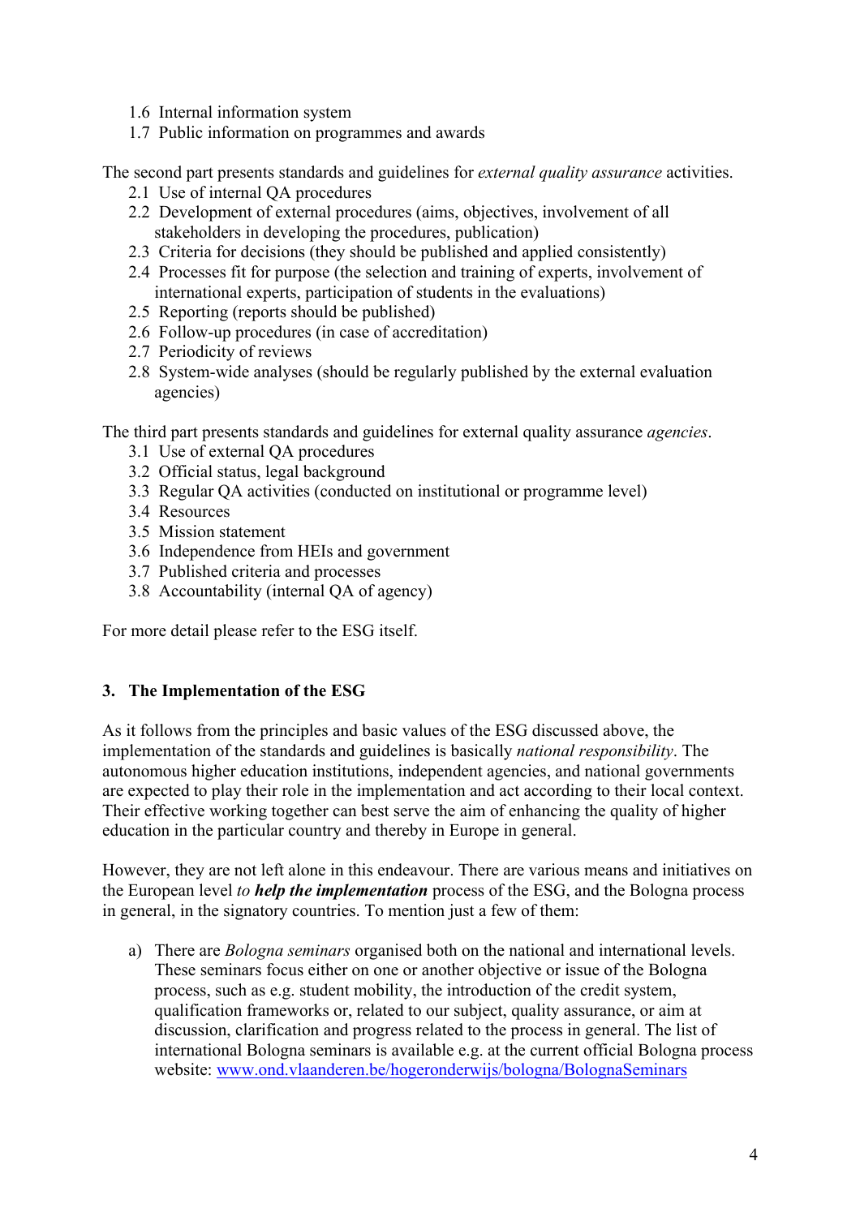1.6 Internal information system
1.7 Public information on programmes and awards

The second part presents standards and guidelines for *external quality assurance* activities.

2.1 Use of internal QA procedures
2.2 Development of external procedures (aims, objectives, involvement of all stakeholders in developing the procedures, publication)
2.3 Criteria for decisions (they should be published and applied consistently)
2.4 Processes fit for purpose (the selection and training of experts, involvement of international experts, participation of students in the evaluations)
2.5 Reporting (reports should be published)
2.6 Follow-up procedures (in case of accreditation)
2.7 Periodicity of reviews
2.8 System-wide analyses (should be regularly published by the external evaluation agencies)

The third part presents standards and guidelines for external quality assurance *agencies*.

3.1 Use of external QA procedures
3.2 Official status, legal background
3.3 Regular QA activities (conducted on institutional or programme level)
3.4 Resources
3.5 Mission statement
3.6 Independence from HEIs and government
3.7 Published criteria and processes
3.8 Accountability (internal QA of agency)

For more detail please refer to the ESG itself.

## 3. The Implementation of the ESG

As it follows from the principles and basic values of the ESG discussed above, the implementation of the standards and guidelines is basically *national responsibility*. The autonomous higher education institutions, independent agencies, and national governments are expected to play their role in the implementation and act according to their local context. Their effective working together can best serve the aim of enhancing the quality of higher education in the particular country and thereby in Europe in general.

However, they are not left alone in this endeavour. There are various means and initiatives on the European level *to **help the implementation*** process of the ESG, and the Bologna process in general, in the signatory countries. To mention just a few of them:

a) There are *Bologna seminars* organised both on the national and international levels. These seminars focus either on one or another objective or issue of the Bologna process, such as e.g. student mobility, the introduction of the credit system, qualification frameworks or, related to our subject, quality assurance, or aim at discussion, clarification and progress related to the process in general. The list of international Bologna seminars is available e.g. at the current official Bologna process website: [www.ond.vlaanderen.be/hogeronderwijs/bologna/BolognaSeminars](www.ond.vlaanderen.be/hogeronderwijs/bologna/BolognaSeminars)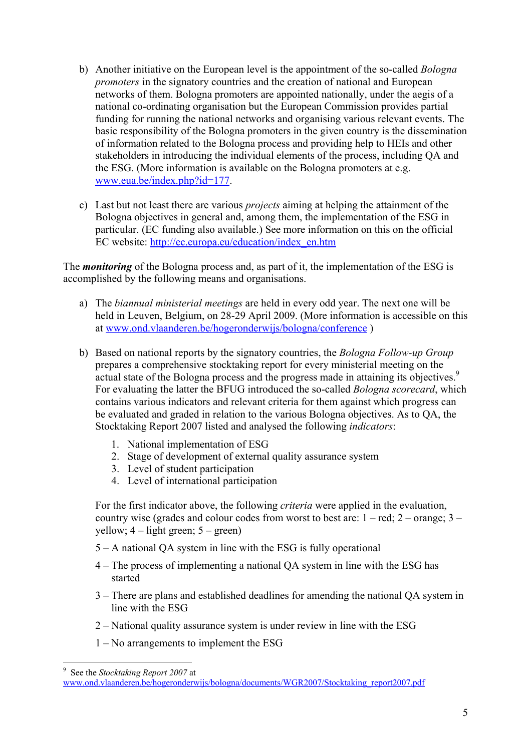b) Another initiative on the European level is the appointment of the so-called *Bologna promoters* in the signatory countries and the creation of national and European networks of them. Bologna promoters are appointed nationally, under the aegis of a national co-ordinating organisation but the European Commission provides partial funding for running the national networks and organising various relevant events. The basic responsibility of the Bologna promoters in the given country is the dissemination of information related to the Bologna process and providing help to HEIs and other stakeholders in introducing the individual elements of the process, including QA and the ESG. (More information is available on the Bologna promoters at e.g. [www.eua.be/index.php?id=177](www.eua.be/index.php?id=177).

c) Last but not least there are various *projects* aiming at helping the attainment of the Bologna objectives in general and, among them, the implementation of the ESG in particular. (EC funding also available.) See more information on this on the official EC website: [http://ec.europa.eu/education/index_en.htm](http://ec.europa.eu/education/index_en.htm)

The ***monitoring*** of the Bologna process and, as part of it, the implementation of the ESG is accomplished by the following means and organisations.

a) The *biannual ministerial meetings* are held in every odd year. The next one will be held in Leuven, Belgium, on 28-29 April 2009. (More information is accessible on this at [www.ond.vlaanderen.be/hogeronderwijs/bologna/conference](www.ond.vlaanderen.be/hogeronderwijs/bologna/conference) )

b) Based on national reports by the signatory countries, the *Bologna Follow-up Group* prepares a comprehensive stocktaking report for every ministerial meeting on the actual state of the Bologna process and the progress made in attaining its objectives.[9] For evaluating the latter the BFUG introduced the so-called *Bologna scorecard*, which contains various indicators and relevant criteria for them against which progress can be evaluated and graded in relation to the various Bologna objectives. As to QA, the Stocktaking Report 2007 listed and analysed the following *indicators*:

   1. National implementation of ESG
   2. Stage of development of external quality assurance system
   3. Level of student participation
   4. Level of international participation

   For the first indicator above, the following *criteria* were applied in the evaluation, country wise (grades and colour codes from worst to best are: 1 – red; 2 – orange; 3 – yellow; 4 – light green; 5 – green)

   5 – A national QA system in line with the ESG is fully operational

   4 – The process of implementing a national QA system in line with the ESG has started

   3 – There are plans and established deadlines for amending the national QA system in line with the ESG

   2 – National quality assurance system is under review in line with the ESG

   1 – No arrangements to implement the ESG

---

[9] See the *Stocktaking Report 2007* at [www.ond.vlaanderen.be/hogeronderwijs/bologna/documents/WGR2007/Stocktaking_report2007.pdf](www.ond.vlaanderen.be/hogeronderwijs/bologna/documents/WGR2007/Stocktaking_report2007.pdf)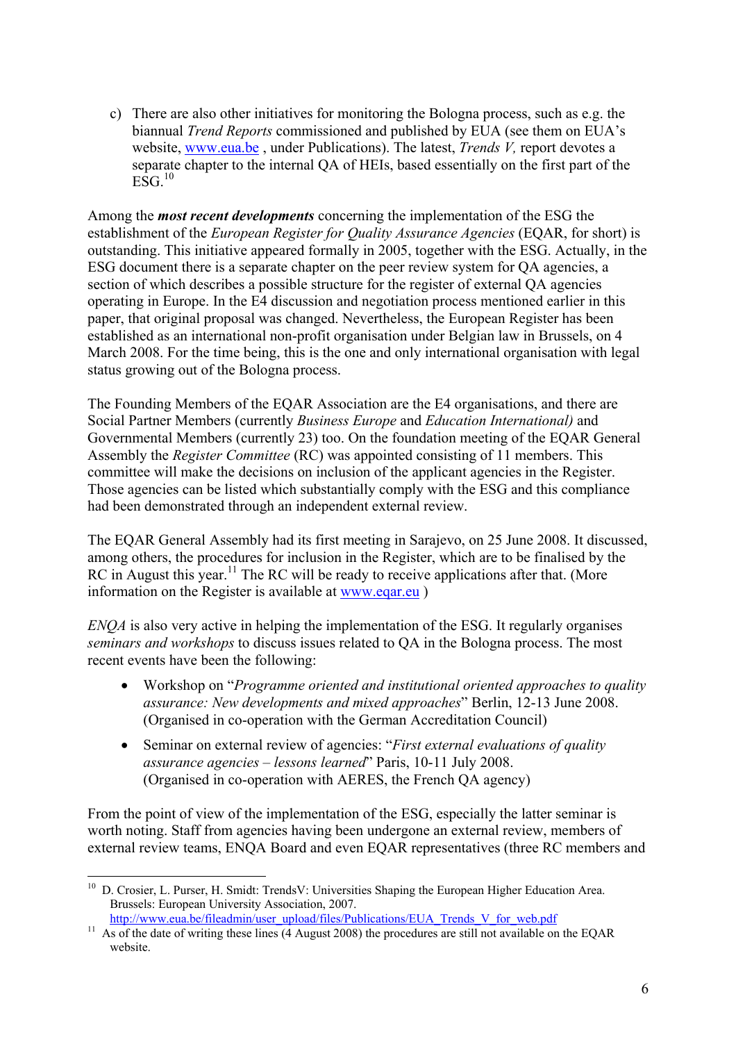c) There are also other initiatives for monitoring the Bologna process, such as e.g. the biannual *Trend Reports* commissioned and published by EUA (see them on EUA's website, www.eua.be , under Publications). The latest, *Trends V,* report devotes a separate chapter to the internal QA of HEIs, based essentially on the first part of the ESG.[10]

Among the ***most recent developments*** concerning the implementation of the ESG the establishment of the *European Register for Quality Assurance Agencies* (EQAR, for short) is outstanding. This initiative appeared formally in 2005, together with the ESG. Actually, in the ESG document there is a separate chapter on the peer review system for QA agencies, a section of which describes a possible structure for the register of external QA agencies operating in Europe. In the E4 discussion and negotiation process mentioned earlier in this paper, that original proposal was changed. Nevertheless, the European Register has been established as an international non-profit organisation under Belgian law in Brussels, on 4 March 2008. For the time being, this is the one and only international organisation with legal status growing out of the Bologna process.

The Founding Members of the EQAR Association are the E4 organisations, and there are Social Partner Members (currently *Business Europe* and *Education International)* and Governmental Members (currently 23) too. On the foundation meeting of the EQAR General Assembly the *Register Committee* (RC) was appointed consisting of 11 members. This committee will make the decisions on inclusion of the applicant agencies in the Register. Those agencies can be listed which substantially comply with the ESG and this compliance had been demonstrated through an independent external review.

The EQAR General Assembly had its first meeting in Sarajevo, on 25 June 2008. It discussed, among others, the procedures for inclusion in the Register, which are to be finalised by the RC in August this year.[11] The RC will be ready to receive applications after that. (More information on the Register is available at www.eqar.eu )

*ENQA* is also very active in helping the implementation of the ESG. It regularly organises *seminars and workshops* to discuss issues related to QA in the Bologna process. The most recent events have been the following:

- Workshop on "*Programme oriented and institutional oriented approaches to quality assurance: New developments and mixed approaches*" Berlin, 12-13 June 2008. (Organised in co-operation with the German Accreditation Council)
- Seminar on external review of agencies: "*First external evaluations of quality assurance agencies – lessons learned*" Paris, 10-11 July 2008. (Organised in co-operation with AERES, the French QA agency)

From the point of view of the implementation of the ESG, especially the latter seminar is worth noting. Staff from agencies having been undergone an external review, members of external review teams, ENQA Board and even EQAR representatives (three RC members and

---

[10] D. Crosier, L. Purser, H. Smidt: TrendsV: Universities Shaping the European Higher Education Area. Brussels: European University Association, 2007. http://www.eua.be/fileadmin/user_upload/files/Publications/EUA_Trends_V_for_web.pdf

[11] As of the date of writing these lines (4 August 2008) the procedures are still not available on the EQAR website.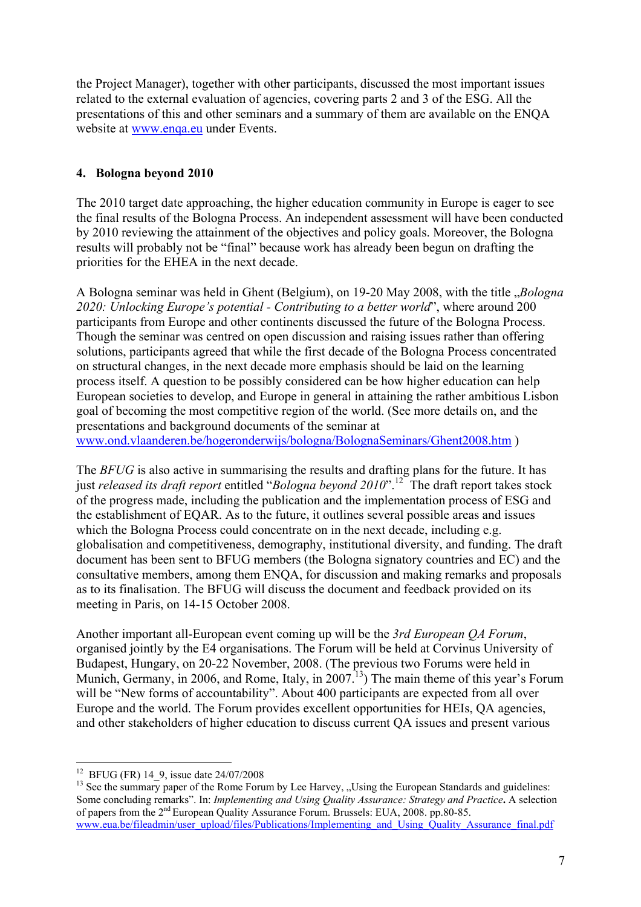the Project Manager), together with other participants, discussed the most important issues related to the external evaluation of agencies, covering parts 2 and 3 of the ESG. All the presentations of this and other seminars and a summary of them are available on the ENQA website at www.enqa.eu under Events.

## 4. Bologna beyond 2010

The 2010 target date approaching, the higher education community in Europe is eager to see the final results of the Bologna Process. An independent assessment will have been conducted by 2010 reviewing the attainment of the objectives and policy goals. Moreover, the Bologna results will probably not be "final" because work has already been begun on drafting the priorities for the EHEA in the next decade.

A Bologna seminar was held in Ghent (Belgium), on 19-20 May 2008, with the title „*Bologna 2020: Unlocking Europe's potential - Contributing to a better world*", where around 200 participants from Europe and other continents discussed the future of the Bologna Process. Though the seminar was centred on open discussion and raising issues rather than offering solutions, participants agreed that while the first decade of the Bologna Process concentrated on structural changes, in the next decade more emphasis should be laid on the learning process itself. A question to be possibly considered can be how higher education can help European societies to develop, and Europe in general in attaining the rather ambitious Lisbon goal of becoming the most competitive region of the world. (See more details on, and the presentations and background documents of the seminar at www.ond.vlaanderen.be/hogeronderwijs/bologna/BolognaSeminars/Ghent2008.htm )

The *BFUG* is also active in summarising the results and drafting plans for the future. It has just *released its draft report* entitled "*Bologna beyond 2010*".[12] The draft report takes stock of the progress made, including the publication and the implementation process of ESG and the establishment of EQAR. As to the future, it outlines several possible areas and issues which the Bologna Process could concentrate on in the next decade, including e.g. globalisation and competitiveness, demography, institutional diversity, and funding. The draft document has been sent to BFUG members (the Bologna signatory countries and EC) and the consultative members, among them ENQA, for discussion and making remarks and proposals as to its finalisation. The BFUG will discuss the document and feedback provided on its meeting in Paris, on 14-15 October 2008.

Another important all-European event coming up will be the *3rd European QA Forum*, organised jointly by the E4 organisations. The Forum will be held at Corvinus University of Budapest, Hungary, on 20-22 November, 2008. (The previous two Forums were held in Munich, Germany, in 2006, and Rome, Italy, in 2007.[13]) The main theme of this year's Forum will be "New forms of accountability". About 400 participants are expected from all over Europe and the world. The Forum provides excellent opportunities for HEIs, QA agencies, and other stakeholders of higher education to discuss current QA issues and present various

---

[12] BFUG (FR) 14_9, issue date 24/07/2008

[13] See the summary paper of the Rome Forum by Lee Harvey, „Using the European Standards and guidelines: Some concluding remarks". In: *Implementing and Using Quality Assurance: Strategy and Practice***.** A selection of papers from the 2nd European Quality Assurance Forum. Brussels: EUA, 2008. pp.80-85. www.eua.be/fileadmin/user_upload/files/Publications/Implementing_and_Using_Quality_Assurance_final.pdf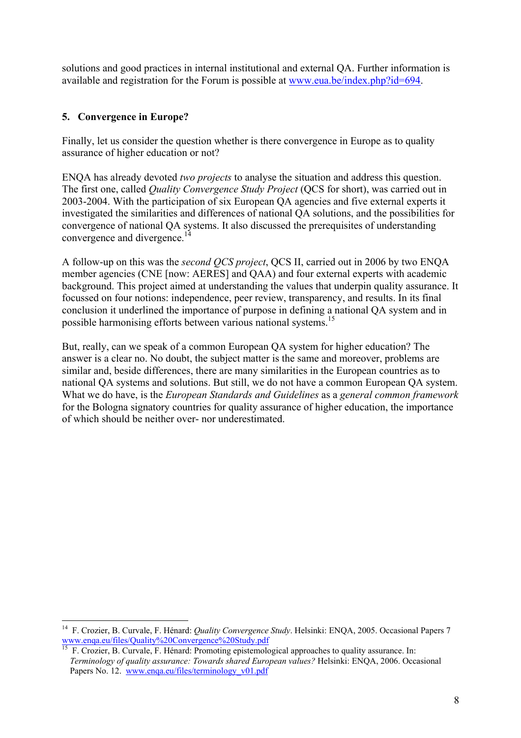solutions and good practices in internal institutional and external QA. Further information is available and registration for the Forum is possible at www.eua.be/index.php?id=694.

## 5. Convergence in Europe?

Finally, let us consider the question whether is there convergence in Europe as to quality assurance of higher education or not?

ENQA has already devoted *two projects* to analyse the situation and address this question. The first one, called *Quality Convergence Study Project* (QCS for short), was carried out in 2003-2004. With the participation of six European QA agencies and five external experts it investigated the similarities and differences of national QA solutions, and the possibilities for convergence of national QA systems. It also discussed the prerequisites of understanding convergence and divergence.[14]

A follow-up on this was the *second QCS project*, QCS II, carried out in 2006 by two ENQA member agencies (CNE [now: AERES] and QAA) and four external experts with academic background. This project aimed at understanding the values that underpin quality assurance. It focussed on four notions: independence, peer review, transparency, and results. In its final conclusion it underlined the importance of purpose in defining a national QA system and in possible harmonising efforts between various national systems.[15]

But, really, can we speak of a common European QA system for higher education? The answer is a clear no. No doubt, the subject matter is the same and moreover, problems are similar and, beside differences, there are many similarities in the European countries as to national QA systems and solutions. But still, we do not have a common European QA system. What we do have, is the *European Standards and Guidelines* as a *general common framework* for the Bologna signatory countries for quality assurance of higher education, the importance of which should be neither over- nor underestimated.

---

[14] F. Crozier, B. Curvale, F. Hénard: *Quality Convergence Study*. Helsinki: ENQA, 2005. Occasional Papers 7 www.enqa.eu/files/Quality%20Convergence%20Study.pdf

[15] F. Crozier, B. Curvale, F. Hénard: Promoting epistemological approaches to quality assurance. In: *Terminology of quality assurance: Towards shared European values?* Helsinki: ENQA, 2006. Occasional Papers No. 12. www.enqa.eu/files/terminology_v01.pdf